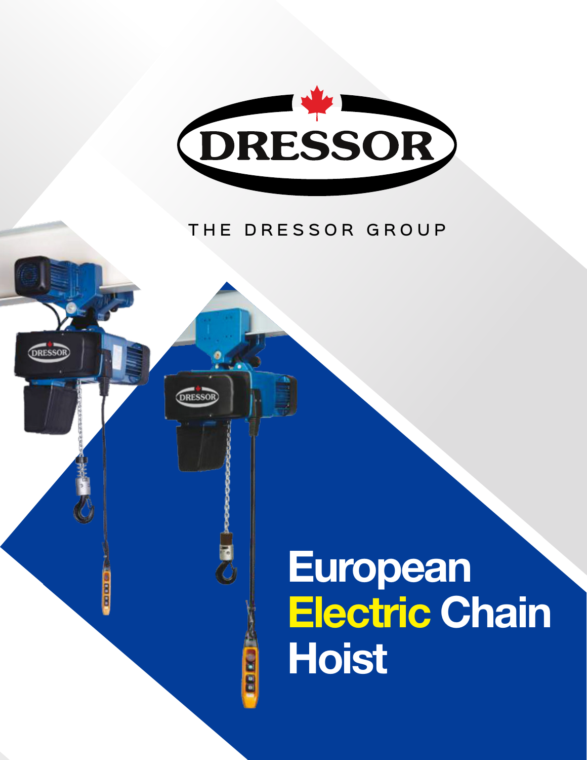DRESSOR

THE DRESSOR GROUP

# European Electric Chain Hoist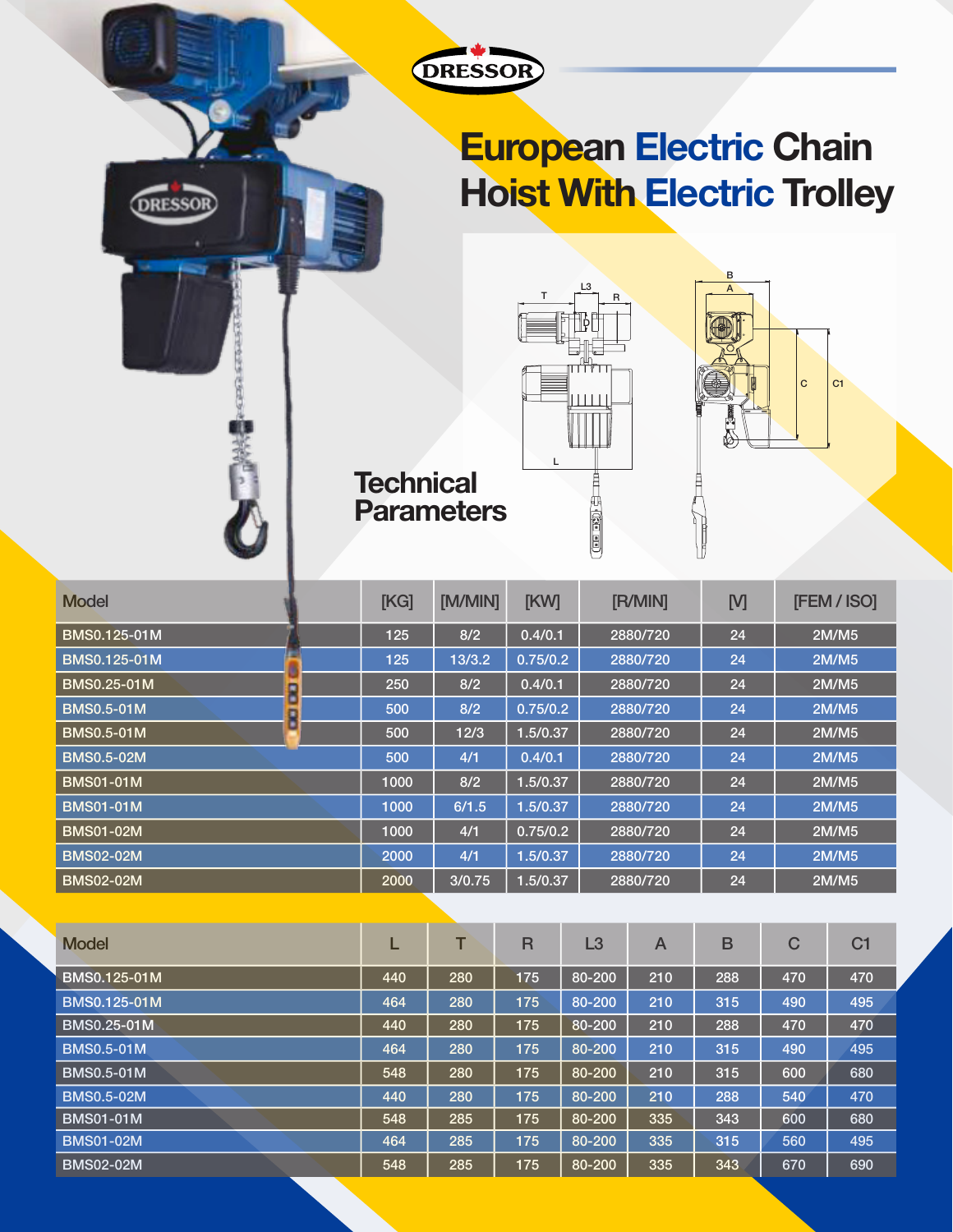# European Electric Chain Hoist With Electric Trolley

## Technical Parameters

| Model | [KG] | [M/MIN] | [KW] | [R/MIN] | [V] | [FEM / ISO] |
|---|---|---|---|---|---|---|
| BMS0.125-01M | 125 | 8/2 | 0.4/0.1 | 2880/720 | 24 | 2M/M5 |
| BMS0.125-01M | 125 | 13/3.2 | 0.75/0.2 | 2880/720 | 24 | 2M/M5 |
| BMS0.25-01M | 250 | 8/2 | 0.4/0.1 | 2880/720 | 24 | 2M/M5 |
| BMS0.5-01M | 500 | 8/2 | 0.75/0.2 | 2880/720 | 24 | 2M/M5 |
| BMS0.5-01M | 500 | 12/3 | 1.5/0.37 | 2880/720 | 24 | 2M/M5 |
| BMS0.5-02M | 500 | 4/1 | 0.4/0.1 | 2880/720 | 24 | 2M/M5 |
| BMS01-01M | 1000 | 8/2 | 1.5/0.37 | 2880/720 | 24 | 2M/M5 |
| BMS01-01M | 1000 | 6/1.5 | 1.5/0.37 | 2880/720 | 24 | 2M/M5 |
| BMS01-02M | 1000 | 4/1 | 0.75/0.2 | 2880/720 | 24 | 2M/M5 |
| BMS02-02M | 2000 | 4/1 | 1.5/0.37 | 2880/720 | 24 | 2M/M5 |
| BMS02-02M | 2000 | 3/0.75 | 1.5/0.37 | 2880/720 | 24 | 2M/M5 |

| Model | L | T | R | L3 | A | B | C | C1 |
|---|---|---|---|---|---|---|---|---|
| BMS0.125-01M | 440 | 280 | 175 | 80-200 | 210 | 288 | 470 | 470 |
| BMS0.125-01M | 464 | 280 | 175 | 80-200 | 210 | 315 | 490 | 495 |
| BMS0.25-01M | 440 | 280 | 175 | 80-200 | 210 | 288 | 470 | 470 |
| BMS0.5-01M | 464 | 280 | 175 | 80-200 | 210 | 315 | 490 | 495 |
| BMS0.5-01M | 548 | 280 | 175 | 80-200 | 210 | 315 | 600 | 680 |
| BMS0.5-02M | 440 | 280 | 175 | 80-200 | 210 | 288 | 540 | 470 |
| BMS01-01M | 548 | 285 | 175 | 80-200 | 335 | 343 | 600 | 680 |
| BMS01-02M | 464 | 285 | 175 | 80-200 | 335 | 315 | 560 | 495 |
| BMS02-02M | 548 | 285 | 175 | 80-200 | 335 | 343 | 670 | 690 |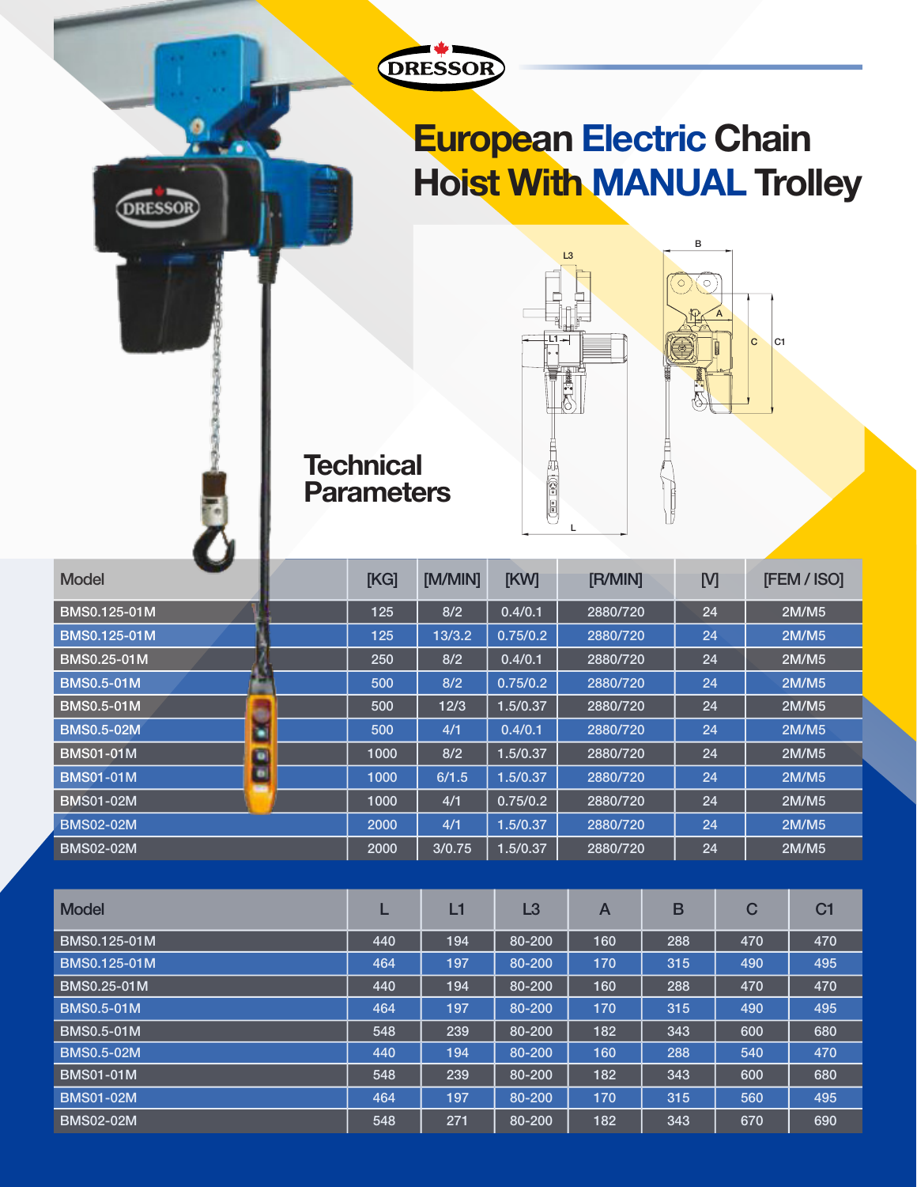DRESSOR

# European Electric Chain Hoist With MANUAL Trolley

## Technical Parameters

| Model | [KG] | [M/MIN] | [KW] | [R/MIN] | [V] | [FEM / ISO] |
|---|---|---|---|---|---|---|
| BMS0.125-01M | 125 | 8/2 | 0.4/0.1 | 2880/720 | 24 | 2M/M5 |
| BMS0.125-01M | 125 | 13/3.2 | 0.75/0.2 | 2880/720 | 24 | 2M/M5 |
| BMS0.25-01M | 250 | 8/2 | 0.4/0.1 | 2880/720 | 24 | 2M/M5 |
| BMS0.5-01M | 500 | 8/2 | 0.75/0.2 | 2880/720 | 24 | 2M/M5 |
| BMS0.5-01M | 500 | 12/3 | 1.5/0.37 | 2880/720 | 24 | 2M/M5 |
| BMS0.5-02M | 500 | 4/1 | 0.4/0.1 | 2880/720 | 24 | 2M/M5 |
| BMS01-01M | 1000 | 8/2 | 1.5/0.37 | 2880/720 | 24 | 2M/M5 |
| BMS01-01M | 1000 | 6/1.5 | 1.5/0.37 | 2880/720 | 24 | 2M/M5 |
| BMS01-02M | 1000 | 4/1 | 0.75/0.2 | 2880/720 | 24 | 2M/M5 |
| BMS02-02M | 2000 | 4/1 | 1.5/0.37 | 2880/720 | 24 | 2M/M5 |
| BMS02-02M | 2000 | 3/0.75 | 1.5/0.37 | 2880/720 | 24 | 2M/M5 |

| Model | L | L1 | L3 | A | B | C | C1 |
|---|---|---|---|---|---|---|---|
| BMS0.125-01M | 440 | 194 | 80-200 | 160 | 288 | 470 | 470 |
| BMS0.125-01M | 464 | 197 | 80-200 | 170 | 315 | 490 | 495 |
| BMS0.25-01M | 440 | 194 | 80-200 | 160 | 288 | 470 | 470 |
| BMS0.5-01M | 464 | 197 | 80-200 | 170 | 315 | 490 | 495 |
| BMS0.5-01M | 548 | 239 | 80-200 | 182 | 343 | 600 | 680 |
| BMS0.5-02M | 440 | 194 | 80-200 | 160 | 288 | 540 | 470 |
| BMS01-01M | 548 | 239 | 80-200 | 182 | 343 | 600 | 680 |
| BMS01-02M | 464 | 197 | 80-200 | 170 | 315 | 560 | 495 |
| BMS02-02M | 548 | 271 | 80-200 | 182 | 343 | 670 | 690 |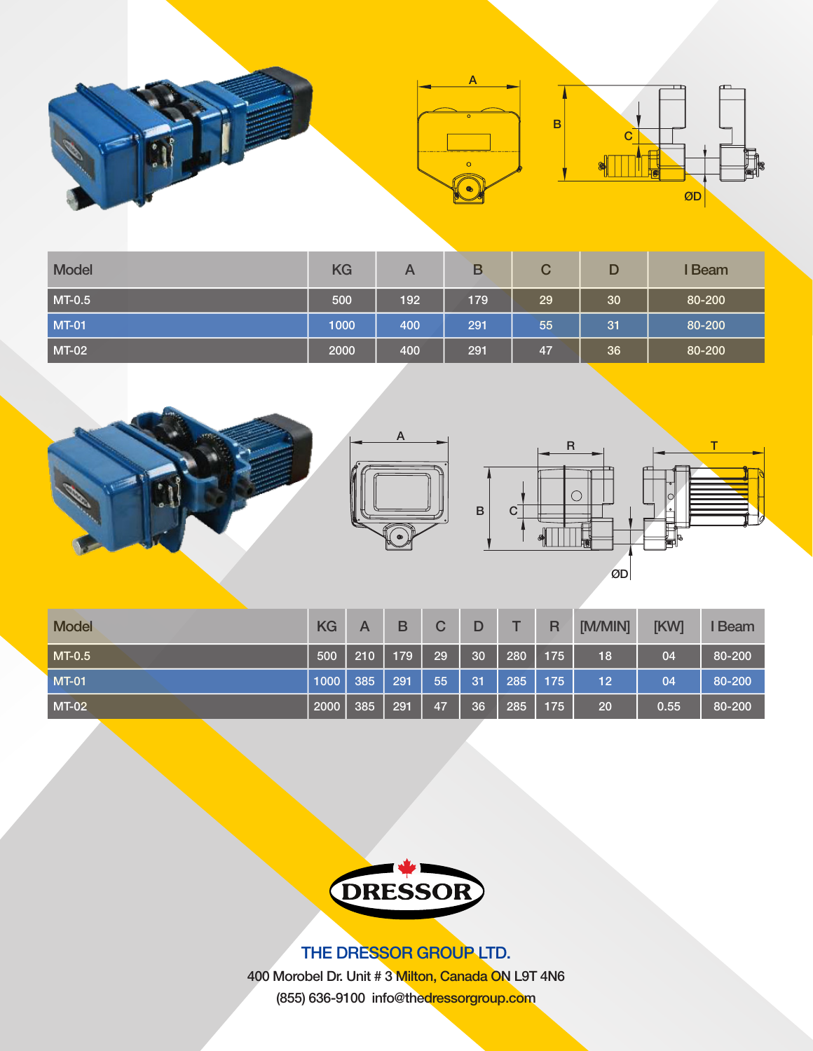| Model | KG | A | B | C | D | I Beam |
|---|---|---|---|---|---|---|
| MT-0.5 | 500 | 192 | 179 | 29 | 30 | 80-200 |
| MT-01 | 1000 | 400 | 291 | 55 | 31 | 80-200 |
| MT-02 | 2000 | 400 | 291 | 47 | 36 | 80-200 |

| Model | KG | A | B | C | D | T | R | [M/MIN] | [KW] | I Beam |
|---|---|---|---|---|---|---|---|---|---|---|
| MT-0.5 | 500 | 210 | 179 | 29 | 30 | 280 | 175 | 18 | 04 | 80-200 |
| MT-01 | 1000 | 385 | 291 | 55 | 31 | 285 | 175 | 12 | 04 | 80-200 |
| MT-02 | 2000 | 385 | 291 | 47 | 36 | 285 | 175 | 20 | 0.55 | 80-200 |

DRESSOR

**THE DRESSOR GROUP LTD.**

400 Morobel Dr. Unit # 3 Milton, Canada ON L9T 4N6

(855) 636-9100 info@thedressorgroup.com